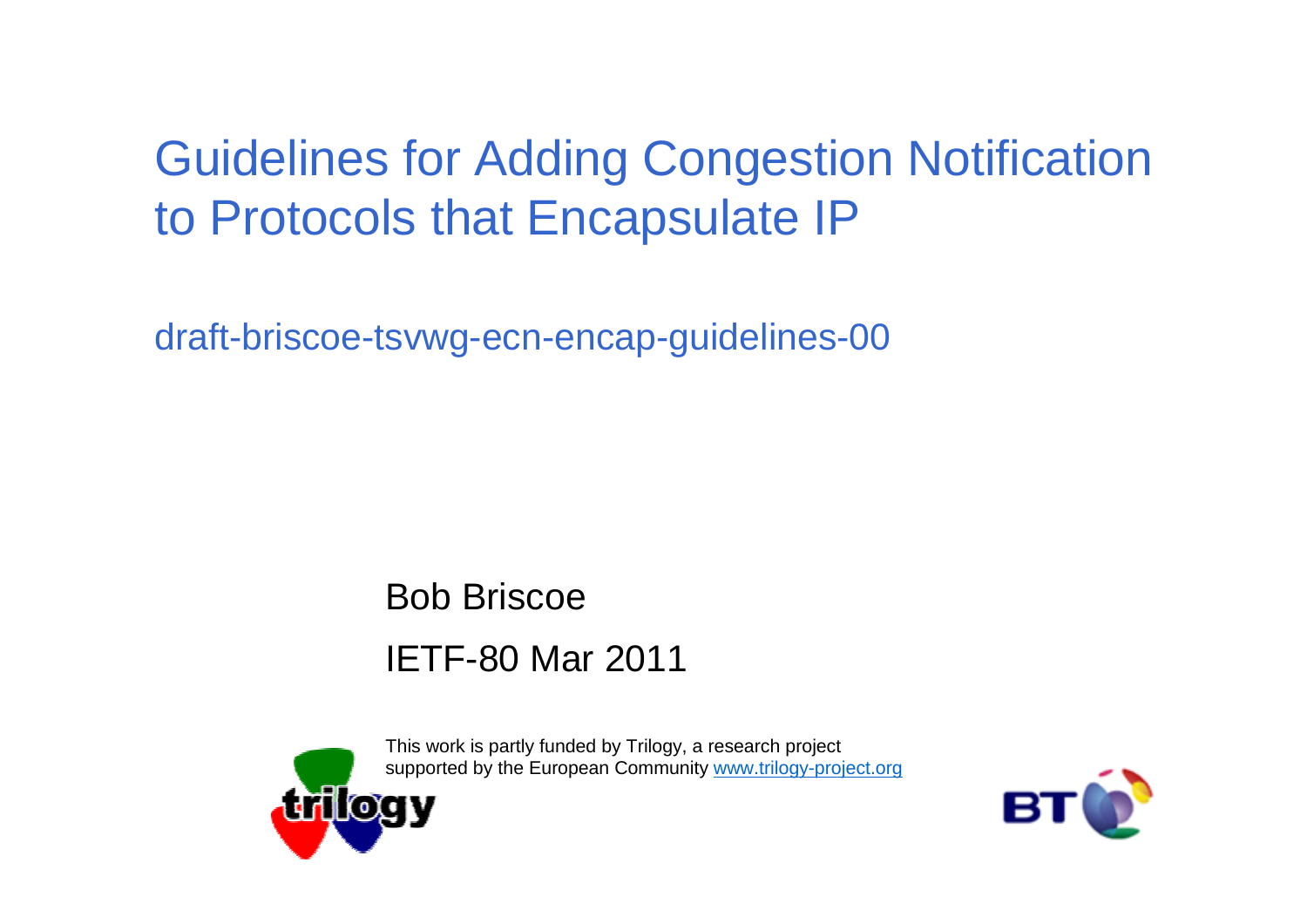# Guidelines for Adding Congestion Notification to Protocols that Encapsulate IP

draft-briscoe-tsvwg-ecn-encap-guidelines-00

Bob Briscoe

IETF-80 Mar 2011

This work is partly funded by Trilogy, a research project supported by the European Community www.trilogy-project.org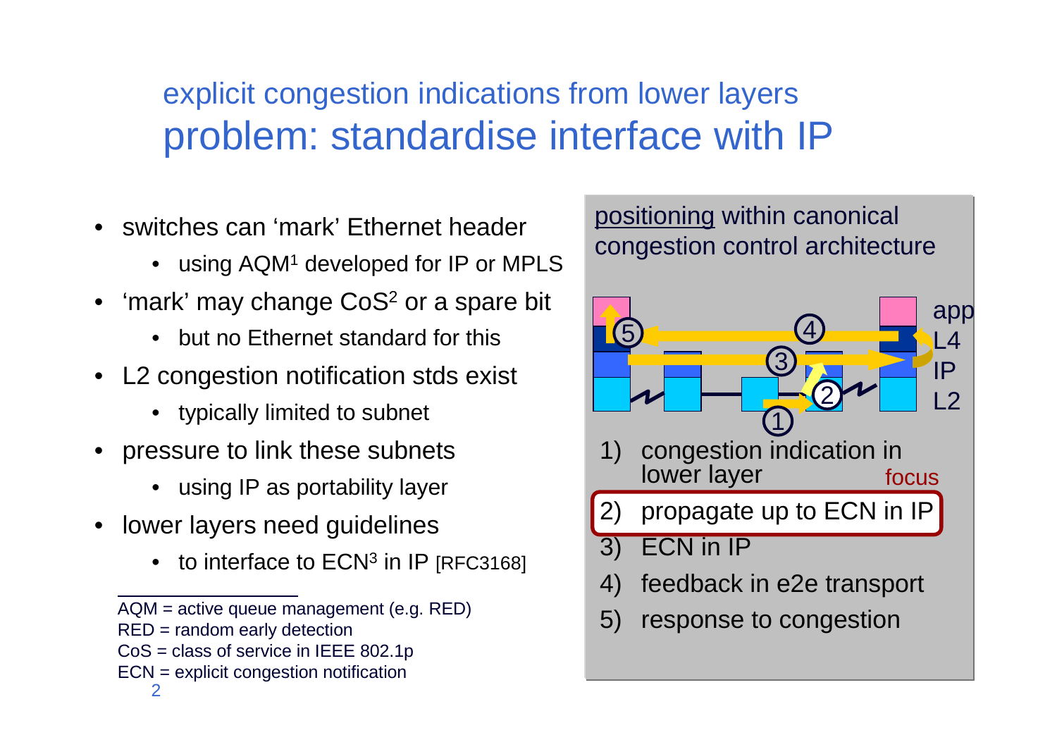## explicit congestion indications from lower layers

# problem: standardise interface with IP

- switches can 'mark' Ethernet header
  - using AQM[1] developed for IP or MPLS
- 'mark' may change CoS[2] or a spare bit
  - but no Ethernet standard for this
- L2 congestion notification stds exist
  - typically limited to subnet
- pressure to link these subnets
  - using IP as portability layer
- lower layers need guidelines
  - to interface to ECN[3] in IP [RFC3168]

---

AQM = active queue management (e.g. RED)
RED = random early detection
CoS = class of service in IEEE 802.1p
ECN = explicit congestion notification

positioning within canonical congestion control architecture

app
L4
IP
L2

1) congestion indication in lower layer
2) propagate up to ECN in IP — focus
3) ECN in IP
4) feedback in e2e transport
5) response to congestion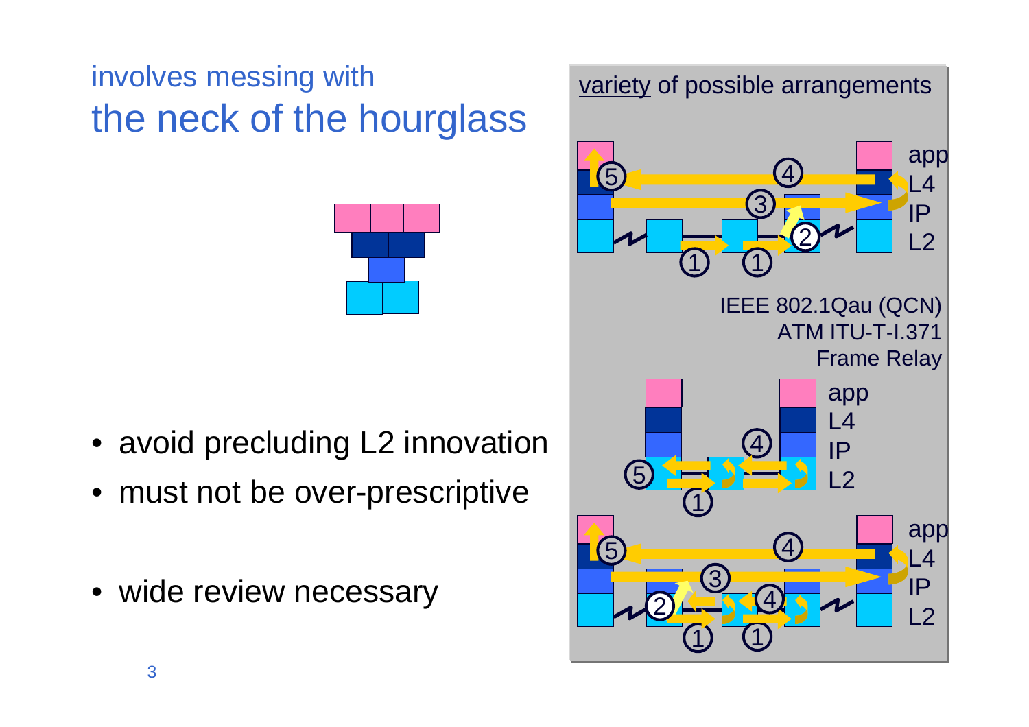involves messing with

# the neck of the hourglass

- avoid precluding L2 innovation
- must not be over-prescriptive
- wide review necessary

<u>variety</u> of possible arrangements

app
L4
IP
L2

IEEE 802.1Qau (QCN)
ATM ITU-T-I.371
Frame Relay

app
L4
IP
L2

app
L4
IP
L2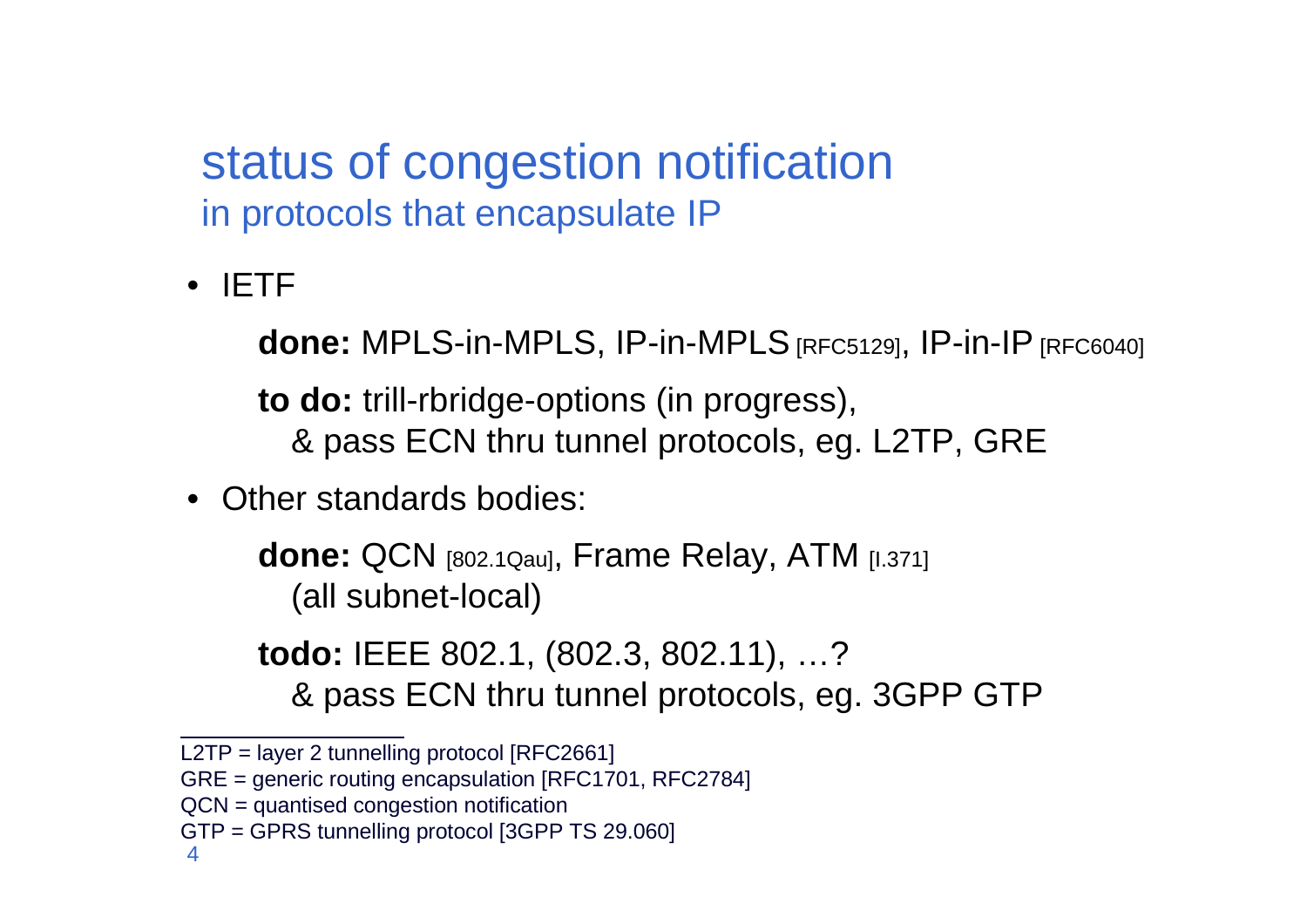# status of congestion notification

## in protocols that encapsulate IP

- IETF

  **done:** MPLS-in-MPLS, IP-in-MPLS [RFC5129], IP-in-IP [RFC6040]

  **to do:** trill-rbridge-options (in progress),
  & pass ECN thru tunnel protocols, eg. L2TP, GRE

- Other standards bodies:

  **done:** QCN [802.1Qau], Frame Relay, ATM [I.371]
  (all subnet-local)

  **todo:** IEEE 802.1, (802.3, 802.11), …?
  & pass ECN thru tunnel protocols, eg. 3GPP GTP

---

L2TP = layer 2 tunnelling protocol [RFC2661]
GRE = generic routing encapsulation [RFC1701, RFC2784]
QCN = quantised congestion notification
GTP = GPRS tunnelling protocol [3GPP TS 29.060]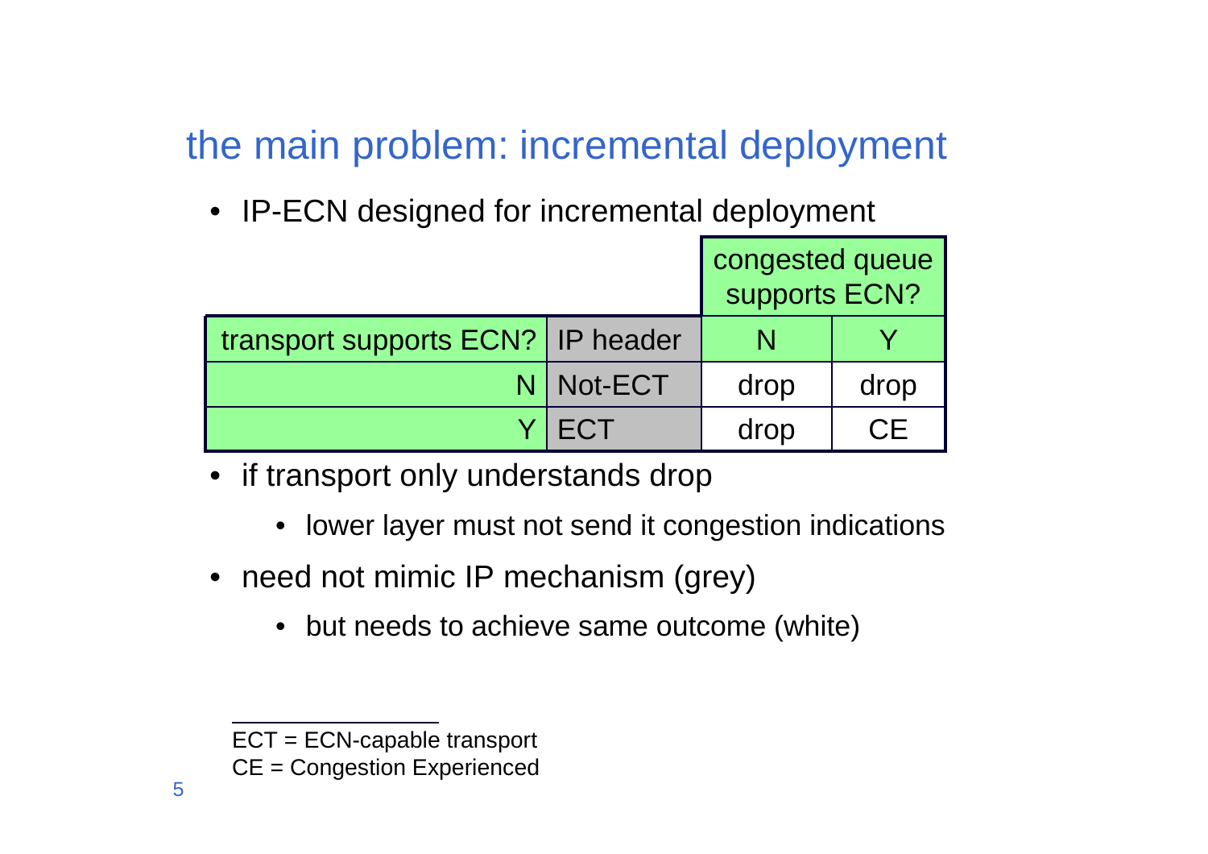## the main problem: incremental deployment

- IP-ECN designed for incremental deployment

| | | congested queue supports ECN? | |
|---|---|---|---|
| transport supports ECN? | IP header | N | Y |
| N | Not-ECT | drop | drop |
| Y | ECT | drop | CE |

- if transport only understands drop
  - lower layer must not send it congestion indications
- need not mimic IP mechanism (grey)
  - but needs to achieve same outcome (white)

---

ECT = ECN-capable transport
CE = Congestion Experienced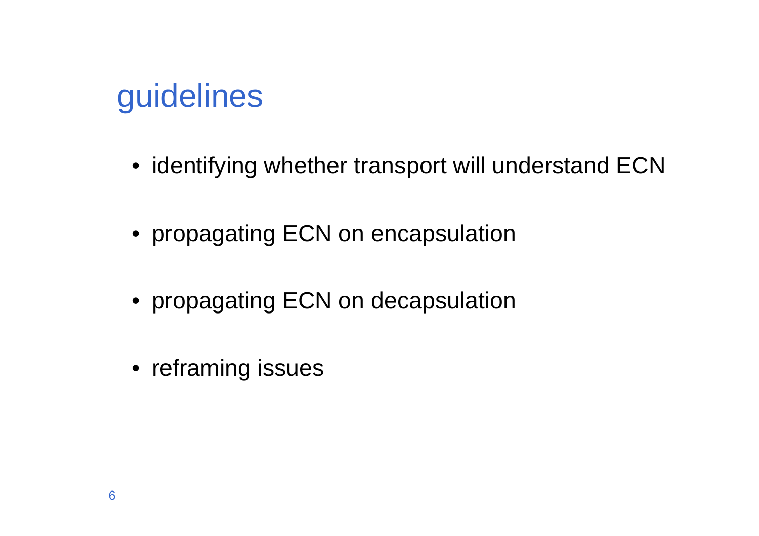# guidelines

- identifying whether transport will understand ECN
- propagating ECN on encapsulation
- propagating ECN on decapsulation
- reframing issues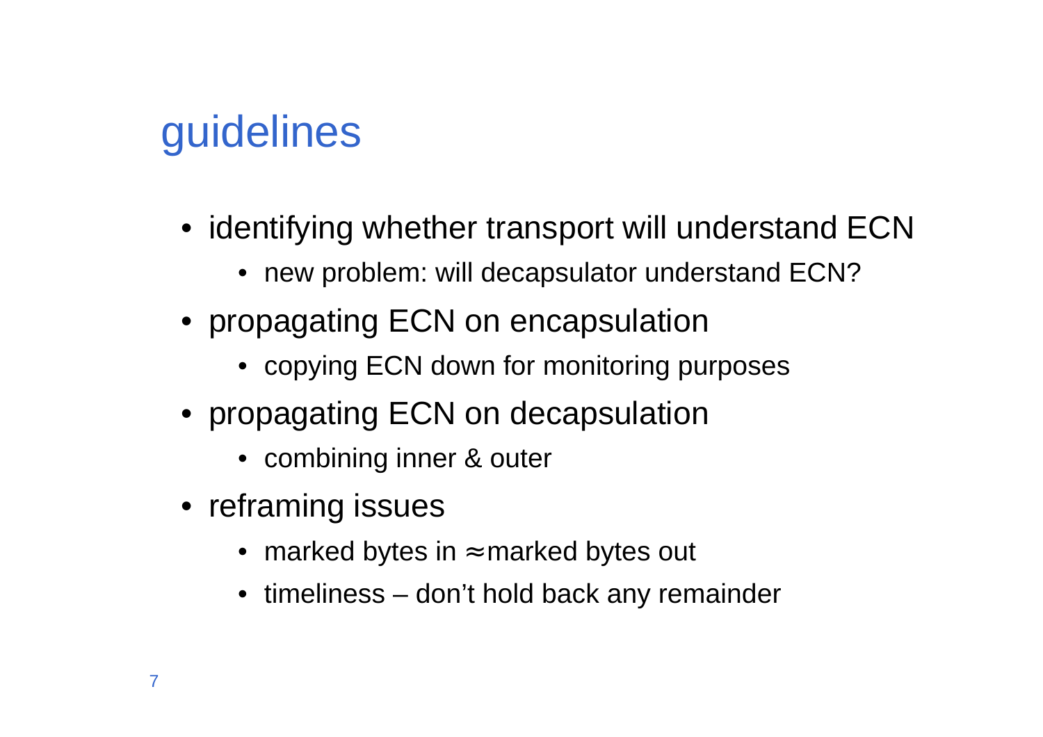# guidelines

- identifying whether transport will understand ECN
  - new problem: will decapsulator understand ECN?
- propagating ECN on encapsulation
  - copying ECN down for monitoring purposes
- propagating ECN on decapsulation
  - combining inner & outer
- reframing issues
  - marked bytes in ≈ marked bytes out
  - timeliness – don't hold back any remainder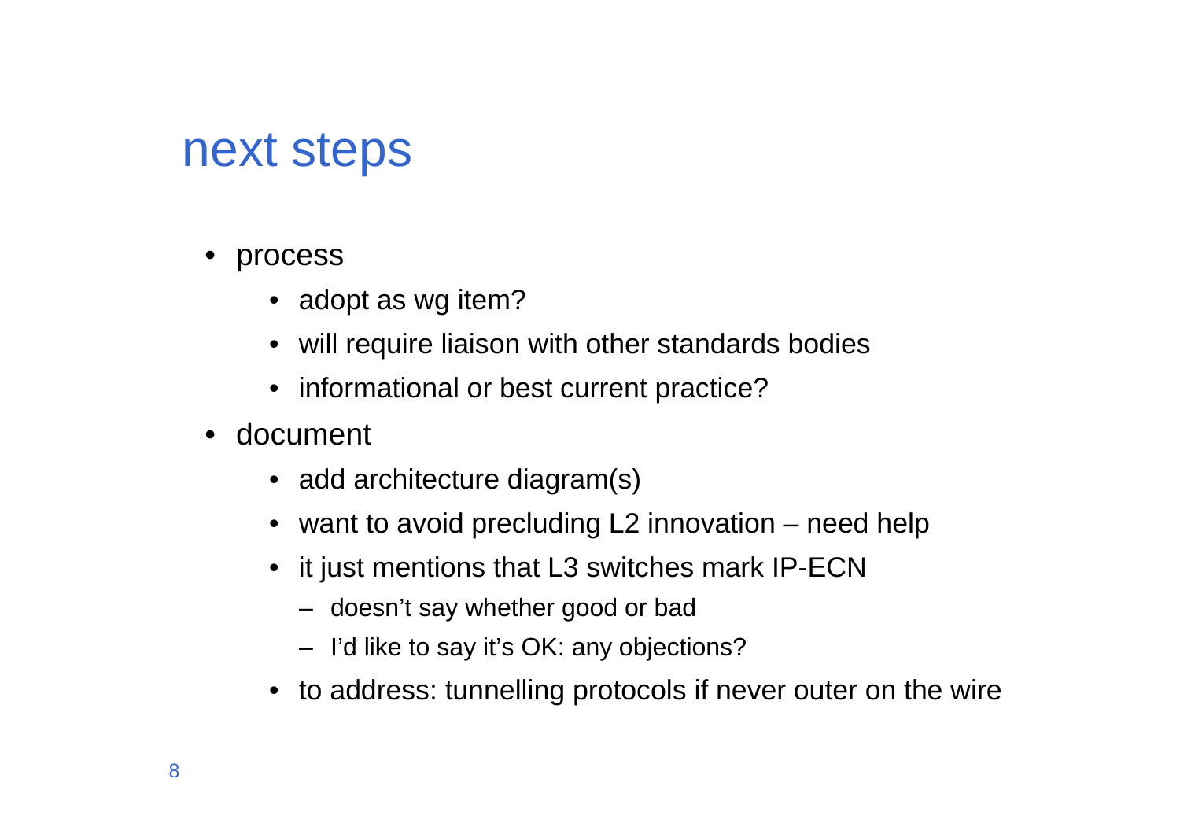# next steps

- process
  - adopt as wg item?
  - will require liaison with other standards bodies
  - informational or best current practice?
- document
  - add architecture diagram(s)
  - want to avoid precluding L2 innovation – need help
  - it just mentions that L3 switches mark IP-ECN
    - doesn't say whether good or bad
    - I'd like to say it's OK: any objections?
  - to address: tunnelling protocols if never outer on the wire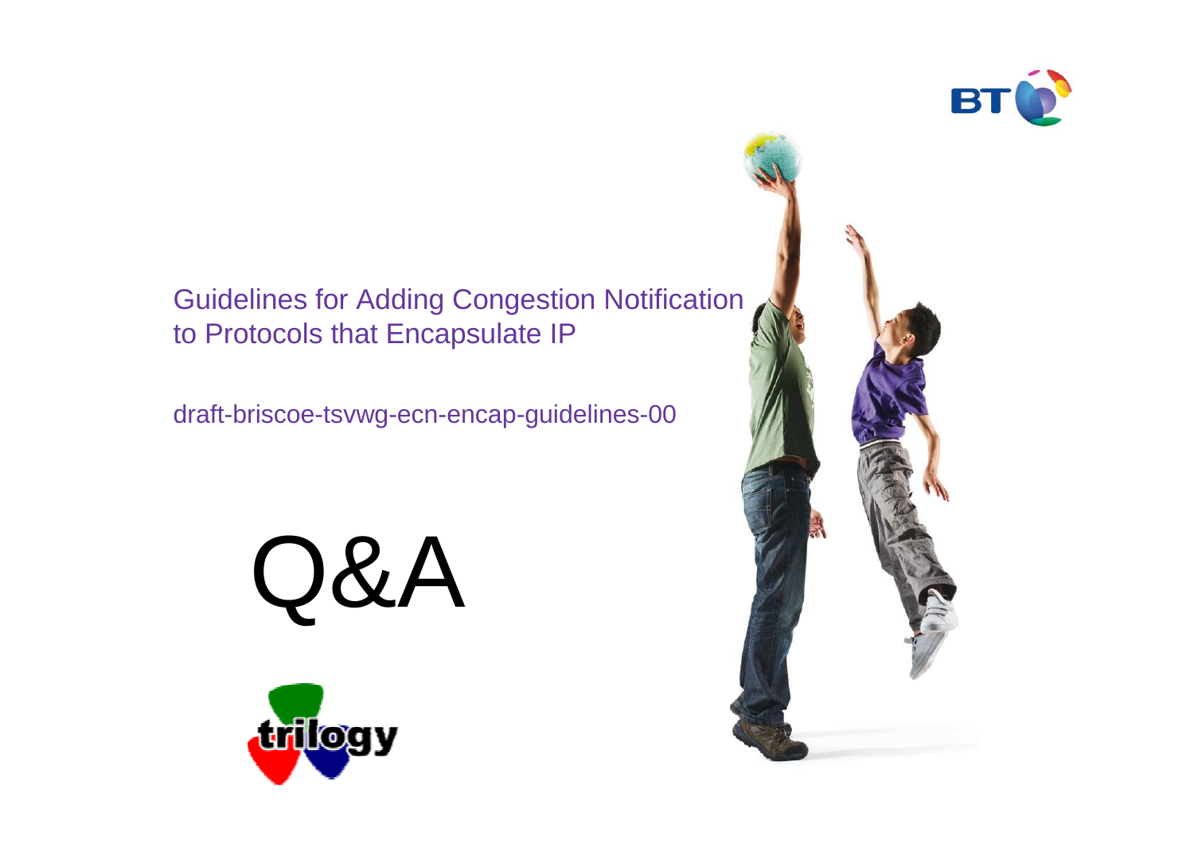Guidelines for Adding Congestion Notification to Protocols that Encapsulate IP

draft-briscoe-tsvwg-ecn-encap-guidelines-00

# Q&A